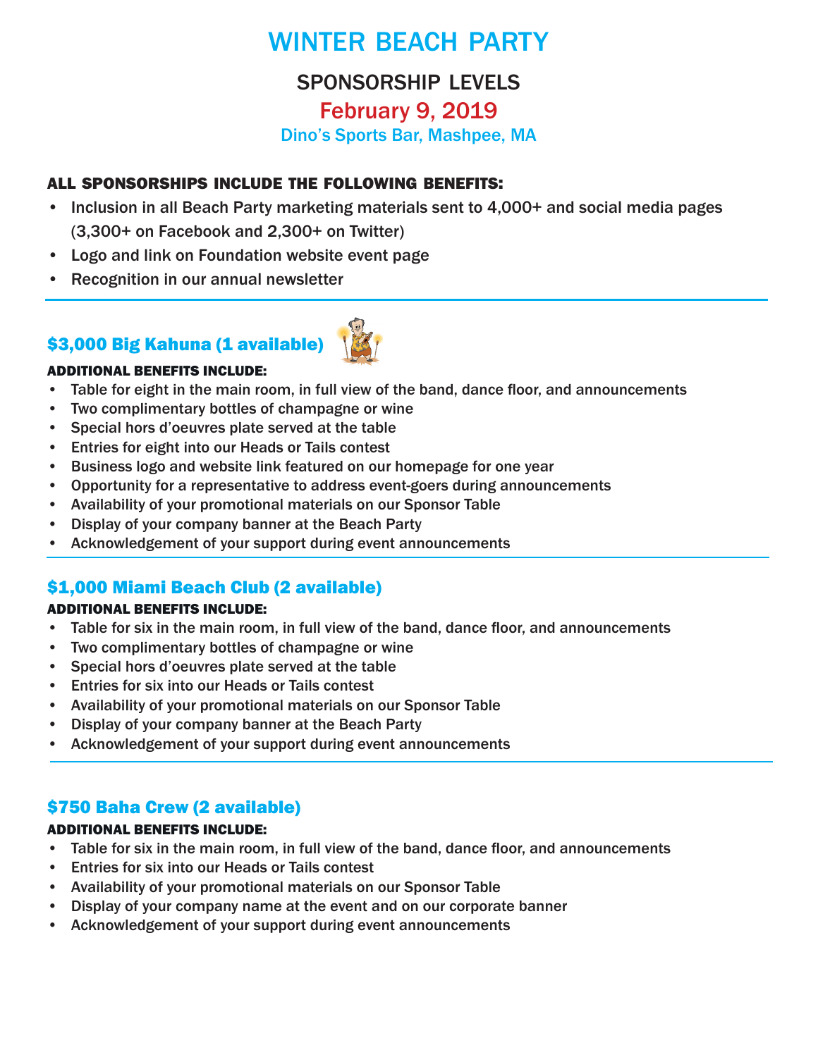# WINTER BEACH PARTY

## SPONSORSHIP LEVELS

## February 9, 2019

### Dino's Sports Bar, Mashpee, MA

**ALL SPONSORSHIPS INCLUDE THE FOLLOWING BENEFITS:**

- Inclusion in all Beach Party marketing materials sent to 4,000+ and social media pages (3,300+ on Facebook and 2,300+ on Twitter)
- Logo and link on Foundation website event page
- Recognition in our annual newsletter

---

## $3,000 Big Kahuna (1 available)

**ADDITIONAL BENEFITS INCLUDE:**

- Table for eight in the main room, in full view of the band, dance floor, and announcements
- Two complimentary bottles of champagne or wine
- Special hors d'oeuvres plate served at the table
- Entries for eight into our Heads or Tails contest
- Business logo and website link featured on our homepage for one year
- Opportunity for a representative to address event-goers during announcements
- Availability of your promotional materials on our Sponsor Table
- Display of your company banner at the Beach Party
- Acknowledgement of your support during event announcements

---

## $1,000 Miami Beach Club (2 available)

**ADDITIONAL BENEFITS INCLUDE:**

- Table for six in the main room, in full view of the band, dance floor, and announcements
- Two complimentary bottles of champagne or wine
- Special hors d'oeuvres plate served at the table
- Entries for six into our Heads or Tails contest
- Availability of your promotional materials on our Sponsor Table
- Display of your company banner at the Beach Party
- Acknowledgement of your support during event announcements

---

## $750 Baha Crew (2 available)

**ADDITIONAL BENEFITS INCLUDE:**

- Table for six in the main room, in full view of the band, dance floor, and announcements
- Entries for six into our Heads or Tails contest
- Availability of your promotional materials on our Sponsor Table
- Display of your company name at the event and on our corporate banner
- Acknowledgement of your support during event announcements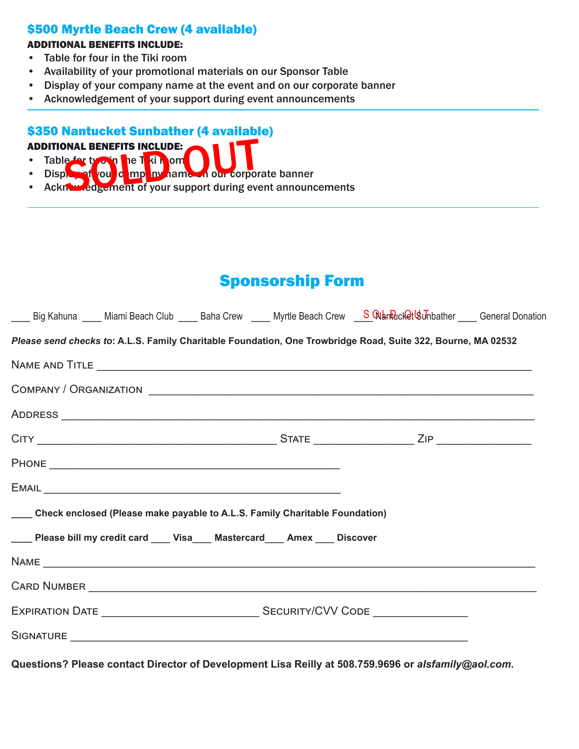## $500 Myrtle Beach Crew (4 available)

**ADDITIONAL BENEFITS INCLUDE:**

- Table for four in the Tiki room
- Availability of your promotional materials on our Sponsor Table
- Display of your company name at the event and on our corporate banner
- Acknowledgement of your support during event announcements

---

## $350 Nantucket Sunbather (4 available)

**SOLD OUT**

**ADDITIONAL BENEFITS INCLUDE:**

- Table for two in the Tiki room
- Display of your company name on our corporate banner
- Acknowledgement of your support during event announcements

---

## Sponsorship Form

____ Big Kahuna ____ Miami Beach Club ____ Baha Crew ____ Myrtle Beach Crew ____ Nantucket Sunbather (SOLD OUT) ____ General Donation

***Please send checks to*: A.L.S. Family Charitable Foundation, One Trowbridge Road, Suite 322, Bourne, MA 02532**

Name and Title ____________________________________________

Company / Organization ____________________________________________

Address ____________________________________________

City ________________________ State ____________ Zip ____________

Phone ____________________________________________

Email ____________________________________________

**____ Check enclosed (Please make payable to A.L.S. Family Charitable Foundation)**

**____ Please bill my credit card ____ Visa____ Mastercard____ Amex ____ Discover**

Name ____________________________________________

Card Number ____________________________________________

Expiration Date ________________ Security/CVV Code ____________

Signature ____________________________________________

**Questions? Please contact Director of Development Lisa Reilly at 508.759.9696 or *alsfamily@aol.com*.**